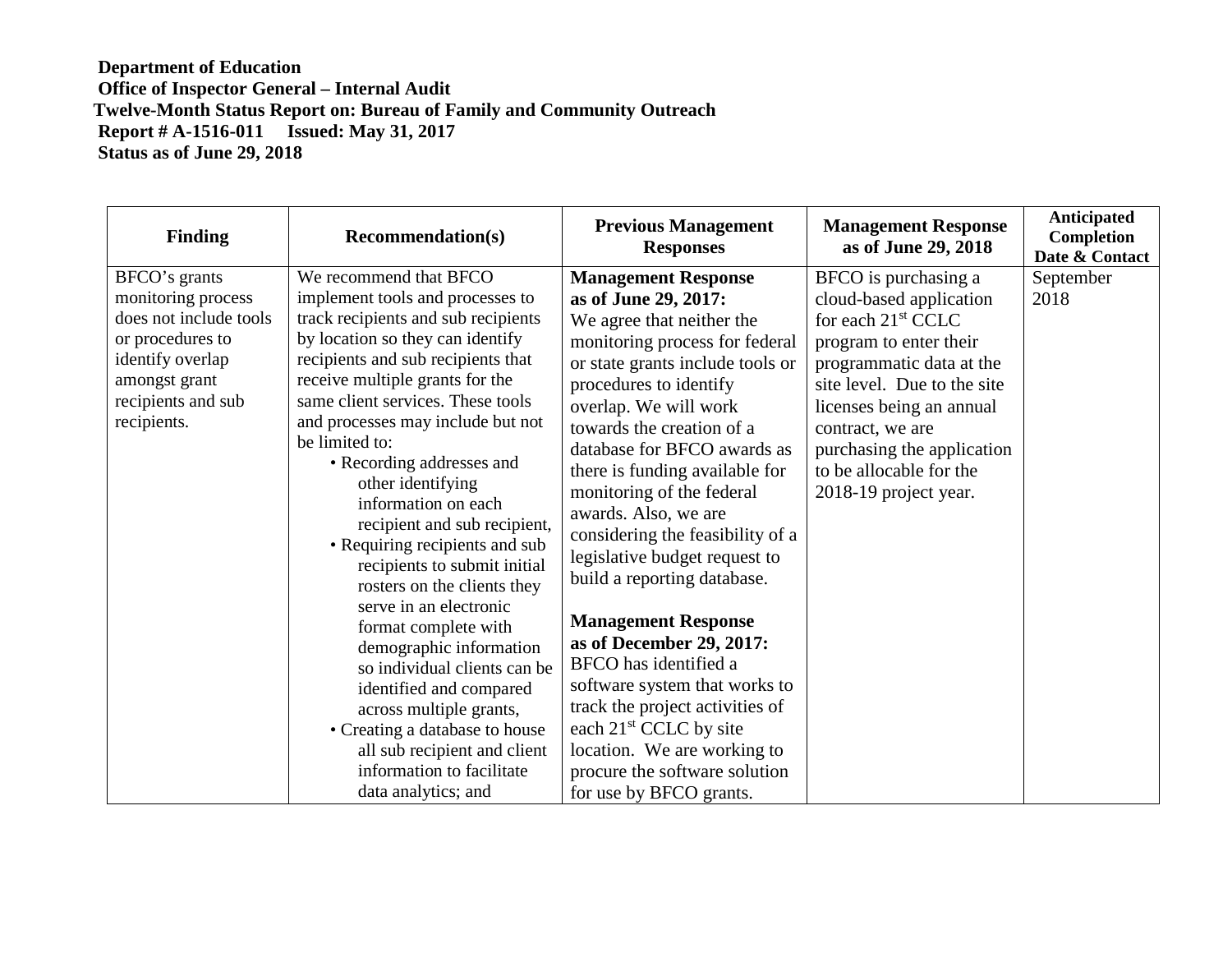**Department of Education**
**Office of Inspector General – Internal Audit**
**Twelve-Month Status Report on: Bureau of Family and Community Outreach**
**Report # A-1516-011 Issued: May 31, 2017**
**Status as of June 29, 2018**

| Finding | Recommendation(s) | Previous Management Responses | Management Response as of June 29, 2018 | Anticipated Completion Date & Contact |
|---|---|---|---|---|
| BFCO's grants monitoring process does not include tools or procedures to identify overlap amongst grant recipients and sub recipients. | We recommend that BFCO implement tools and processes to track recipients and sub recipients by location so they can identify recipients and sub recipients that receive multiple grants for the same client services. These tools and processes may include but not be limited to:<br>• Recording addresses and other identifying information on each recipient and sub recipient,<br>• Requiring recipients and sub recipients to submit initial rosters on the clients they serve in an electronic format complete with demographic information so individual clients can be identified and compared across multiple grants,<br>• Creating a database to house all sub recipient and client information to facilitate data analytics; and | **Management Response as of June 29, 2017:**<br>We agree that neither the monitoring process for federal or state grants include tools or procedures to identify overlap. We will work towards the creation of a database for BFCO awards as there is funding available for monitoring of the federal awards. Also, we are considering the feasibility of a legislative budget request to build a reporting database.<br><br>**Management Response as of December 29, 2017:**<br>BFCO has identified a software system that works to track the project activities of each 21st CCLC by site location. We are working to procure the software solution for use by BFCO grants. | BFCO is purchasing a cloud-based application for each 21st CCLC program to enter their programmatic data at the site level. Due to the site licenses being an annual contract, we are purchasing the application to be allocable for the 2018-19 project year. | September 2018 |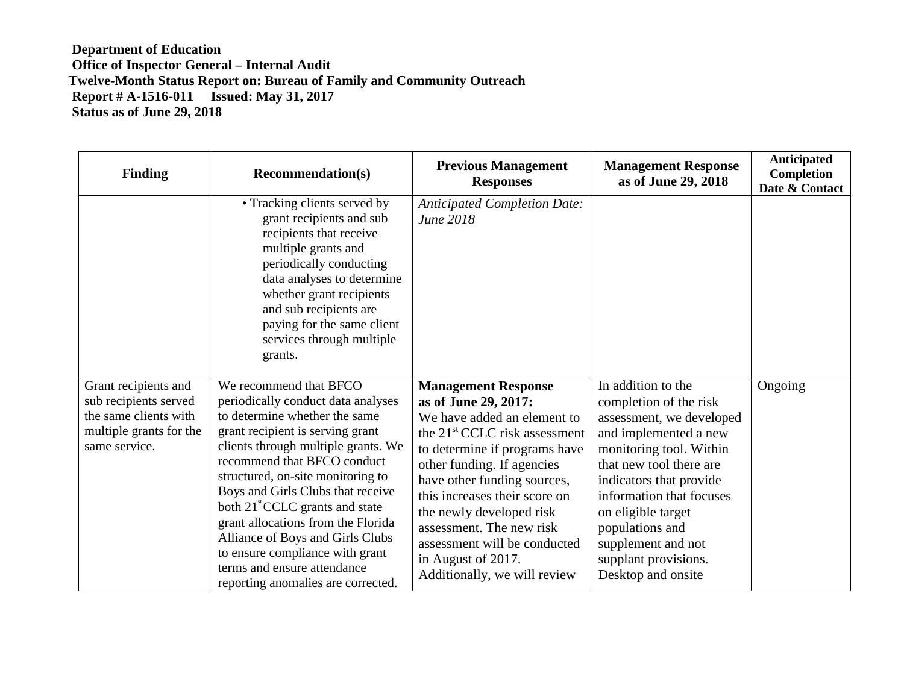**Department of Education**
**Office of Inspector General – Internal Audit**
**Twelve-Month Status Report on: Bureau of Family and Community Outreach**
**Report # A-1516-011 Issued: May 31, 2017**
**Status as of June 29, 2018**

| Finding | Recommendation(s) | Previous Management Responses | Management Response as of June 29, 2018 | Anticipated Completion Date & Contact |
|---|---|---|---|---|
| | • Tracking clients served by grant recipients and sub recipients that receive multiple grants and periodically conducting data analyses to determine whether grant recipients and sub recipients are paying for the same client services through multiple grants. | *Anticipated Completion Date: June 2018* | | |
| Grant recipients and sub recipients served the same clients with multiple grants for the same service. | We recommend that BFCO periodically conduct data analyses to determine whether the same grant recipient is serving grant clients through multiple grants. We recommend that BFCO conduct structured, on-site monitoring to Boys and Girls Clubs that receive both 21st CCLC grants and state grant allocations from the Florida Alliance of Boys and Girls Clubs to ensure compliance with grant terms and ensure attendance reporting anomalies are corrected. | **Management Response as of June 29, 2017:** We have added an element to the 21st CCLC risk assessment to determine if programs have other funding. If agencies have other funding sources, this increases their score on the newly developed risk assessment. The new risk assessment will be conducted in August of 2017. Additionally, we will review | In addition to the completion of the risk assessment, we developed and implemented a new monitoring tool. Within that new tool there are indicators that provide information that focuses on eligible target populations and supplement and not supplant provisions. Desktop and onsite | Ongoing |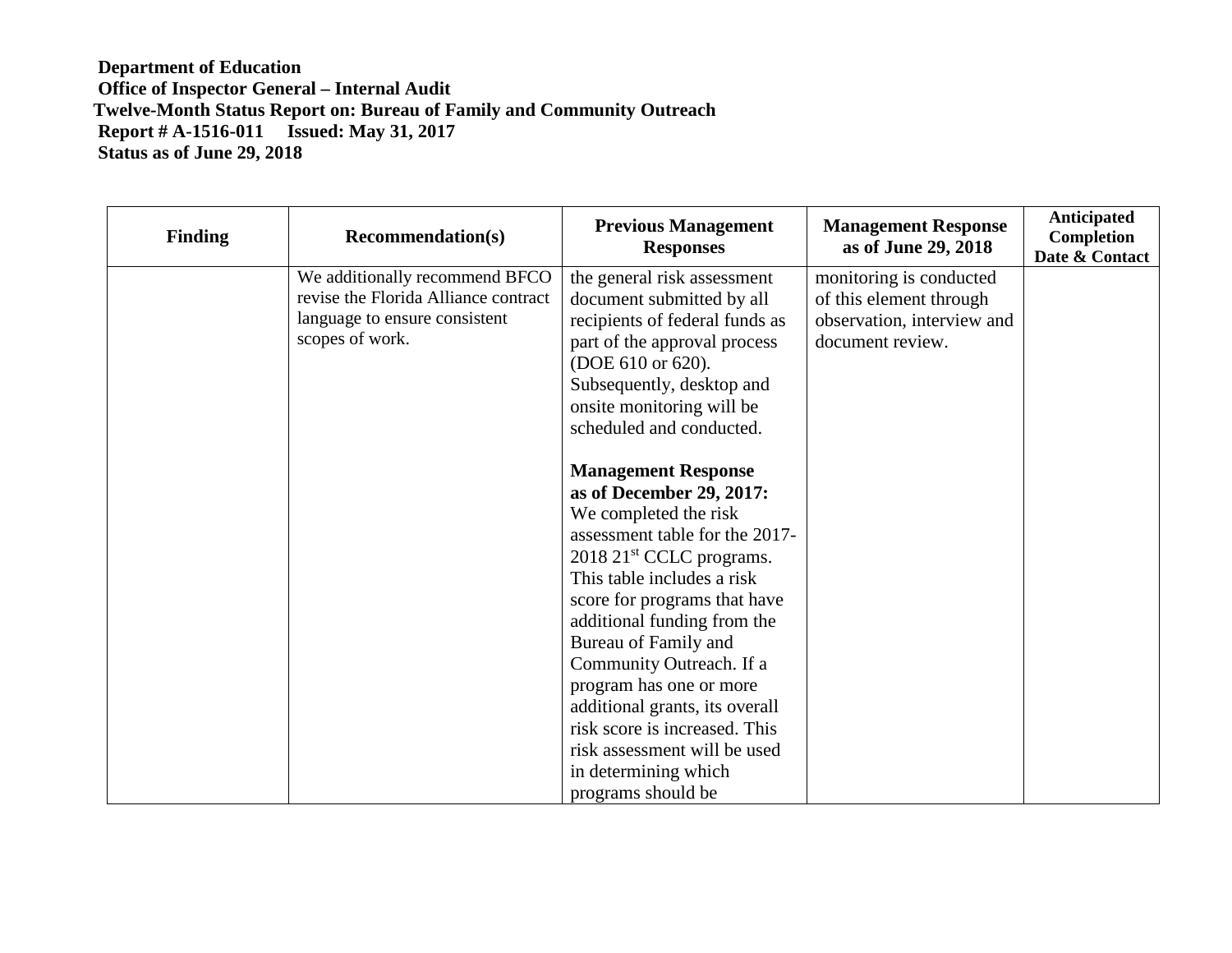**Department of Education**
**Office of Inspector General – Internal Audit**
**Twelve-Month Status Report on: Bureau of Family and Community Outreach**
**Report # A-1516-011 Issued: May 31, 2017**
**Status as of June 29, 2018**

| Finding | Recommendation(s) | Previous Management Responses | Management Response as of June 29, 2018 | Anticipated Completion Date & Contact |
|---|---|---|---|---|
| | We additionally recommend BFCO revise the Florida Alliance contract language to ensure consistent scopes of work. | the general risk assessment document submitted by all recipients of federal funds as part of the approval process (DOE 610 or 620). Subsequently, desktop and onsite monitoring will be scheduled and conducted.<br><br>**Management Response as of December 29, 2017:** We completed the risk assessment table for the 2017-2018 21st CCLC programs. This table includes a risk score for programs that have additional funding from the Bureau of Family and Community Outreach. If a program has one or more additional grants, its overall risk score is increased. This risk assessment will be used in determining which programs should be | monitoring is conducted of this element through observation, interview and document review. | |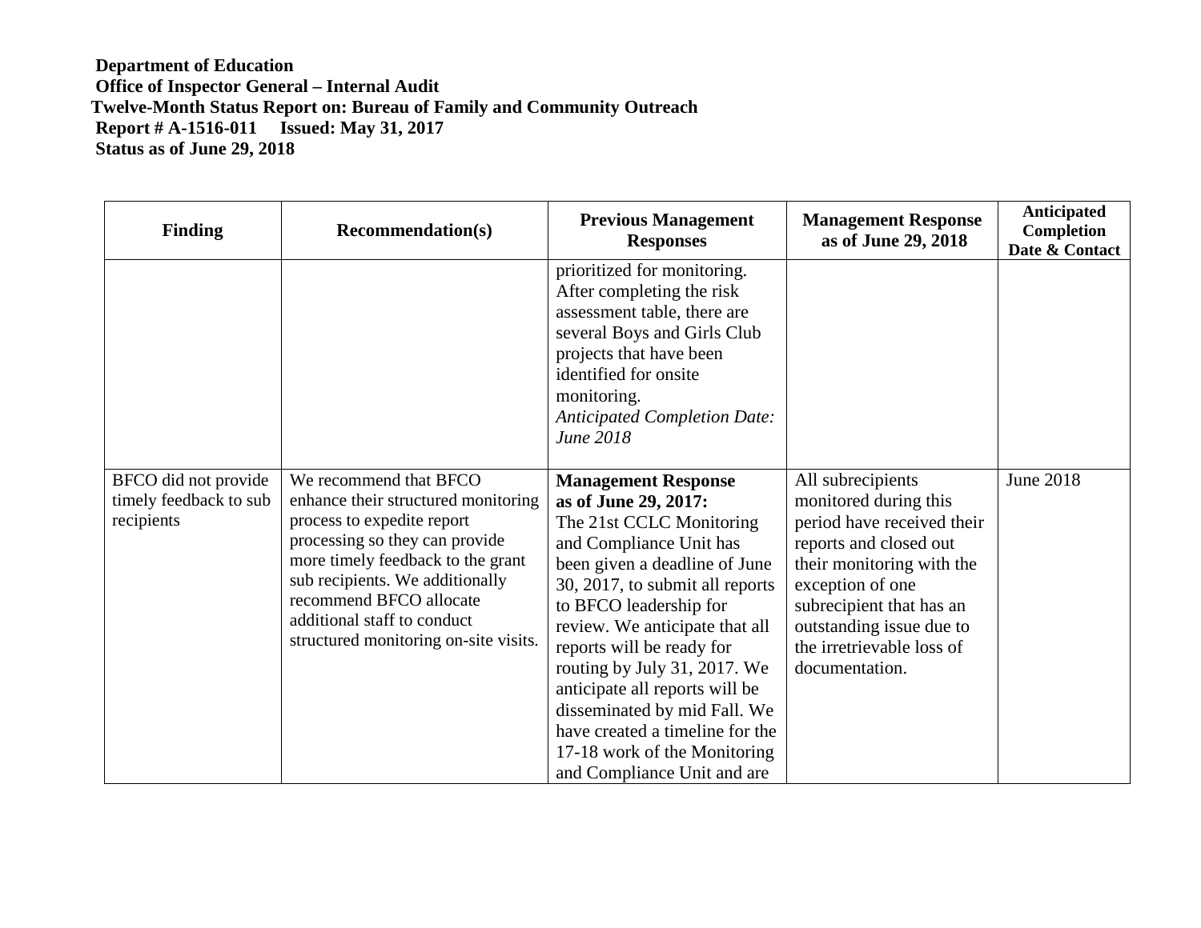**Department of Education**
**Office of Inspector General – Internal Audit**
**Twelve-Month Status Report on: Bureau of Family and Community Outreach**
**Report # A-1516-011 Issued: May 31, 2017**
**Status as of June 29, 2018**

| Finding | Recommendation(s) | Previous Management Responses | Management Response as of June 29, 2018 | Anticipated Completion Date & Contact |
|---|---|---|---|---|
| | | prioritized for monitoring. After completing the risk assessment table, there are several Boys and Girls Club projects that have been identified for onsite monitoring. *Anticipated Completion Date: June 2018* | | |
| BFCO did not provide timely feedback to sub recipients | We recommend that BFCO enhance their structured monitoring process to expedite report processing so they can provide more timely feedback to the grant sub recipients. We additionally recommend BFCO allocate additional staff to conduct structured monitoring on-site visits. | **Management Response as of June 29, 2017:** The 21st CCLC Monitoring and Compliance Unit has been given a deadline of June 30, 2017, to submit all reports to BFCO leadership for review. We anticipate that all reports will be ready for routing by July 31, 2017. We anticipate all reports will be disseminated by mid Fall. We have created a timeline for the 17-18 work of the Monitoring and Compliance Unit and are | All subrecipients monitored during this period have received their reports and closed out their monitoring with the exception of one subrecipient that has an outstanding issue due to the irretrievable loss of documentation. | June 2018 |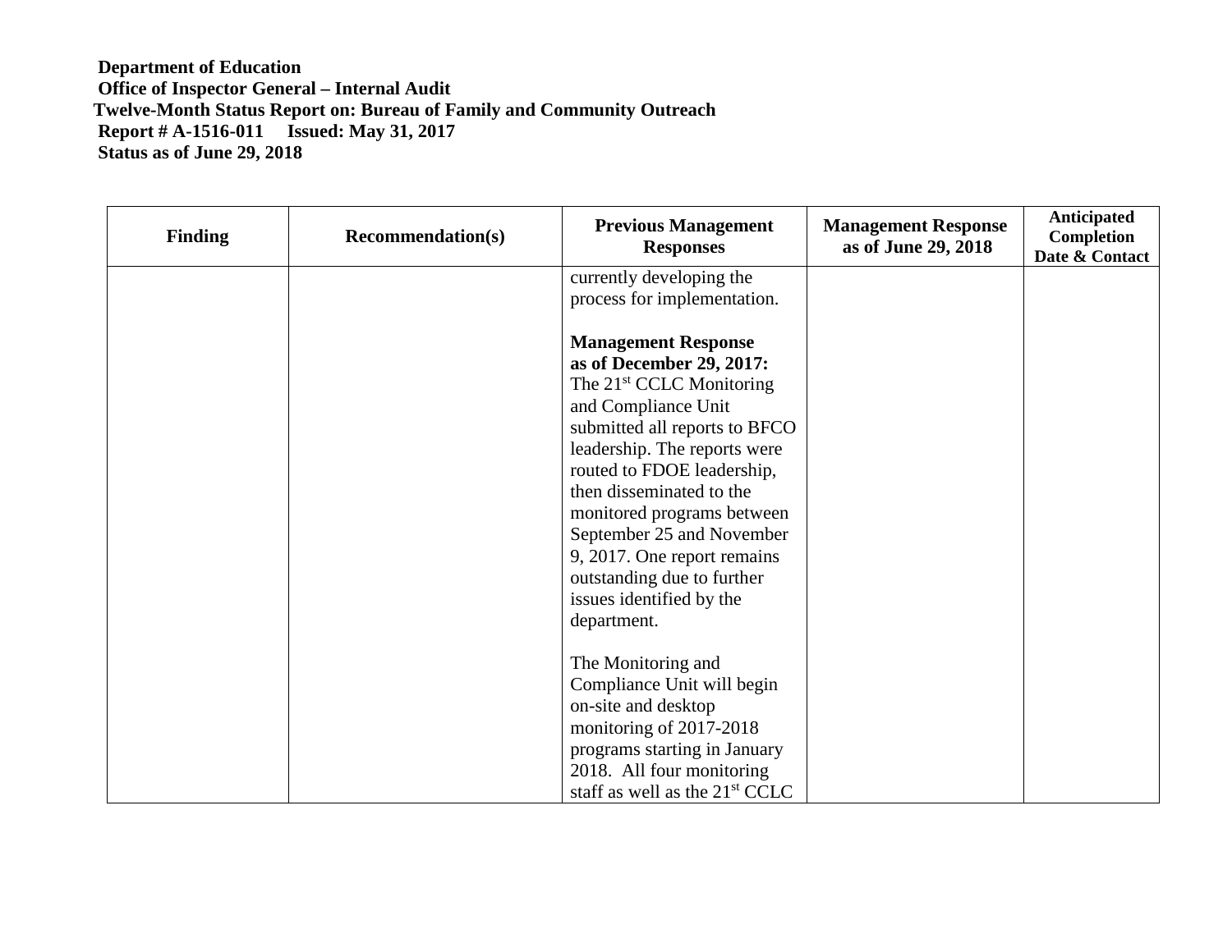**Department of Education**
**Office of Inspector General – Internal Audit**
**Twelve-Month Status Report on: Bureau of Family and Community Outreach**
**Report # A-1516-011 Issued: May 31, 2017**
**Status as of June 29, 2018**

| Finding | Recommendation(s) | Previous Management Responses | Management Response as of June 29, 2018 | Anticipated Completion Date & Contact |
|---|---|---|---|---|
| | | currently developing the process for implementation.<br><br>**Management Response as of December 29, 2017:** The 21st CCLC Monitoring and Compliance Unit submitted all reports to BFCO leadership. The reports were routed to FDOE leadership, then disseminated to the monitored programs between September 25 and November 9, 2017. One report remains outstanding due to further issues identified by the department.<br><br>The Monitoring and Compliance Unit will begin on-site and desktop monitoring of 2017-2018 programs starting in January 2018. All four monitoring staff as well as the 21st CCLC | | |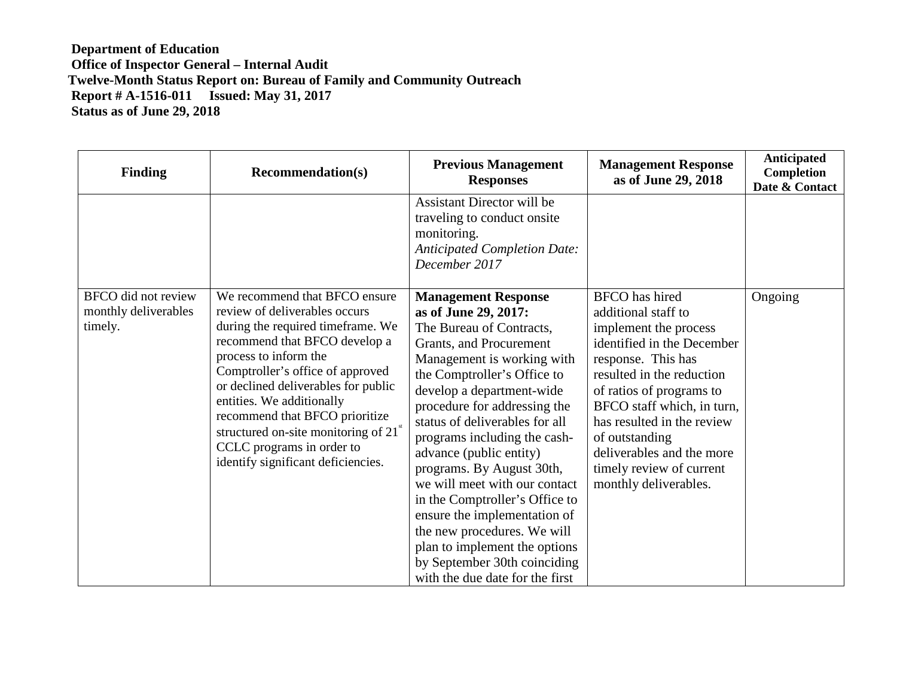**Department of Education**
**Office of Inspector General – Internal Audit**
**Twelve-Month Status Report on: Bureau of Family and Community Outreach**
**Report # A-1516-011 Issued: May 31, 2017**
**Status as of June 29, 2018**

| Finding | Recommendation(s) | Previous Management Responses | Management Response as of June 29, 2018 | Anticipated Completion Date & Contact |
|---|---|---|---|---|
| | | Assistant Director will be traveling to conduct onsite monitoring. *Anticipated Completion Date: December 2017* | | |
| BFCO did not review monthly deliverables timely. | We recommend that BFCO ensure review of deliverables occurs during the required timeframe. We recommend that BFCO develop a process to inform the Comptroller's office of approved or declined deliverables for public entities. We additionally recommend that BFCO prioritize structured on-site monitoring of 21st CCLC programs in order to identify significant deficiencies. | **Management Response as of June 29, 2017:** The Bureau of Contracts, Grants, and Procurement Management is working with the Comptroller's Office to develop a department-wide procedure for addressing the status of deliverables for all programs including the cash-advance (public entity) programs. By August 30th, we will meet with our contact in the Comptroller's Office to ensure the implementation of the new procedures. We will plan to implement the options by September 30th coinciding with the due date for the first | BFCO has hired additional staff to implement the process identified in the December response. This has resulted in the reduction of ratios of programs to BFCO staff which, in turn, has resulted in the review of outstanding deliverables and the more timely review of current monthly deliverables. | Ongoing |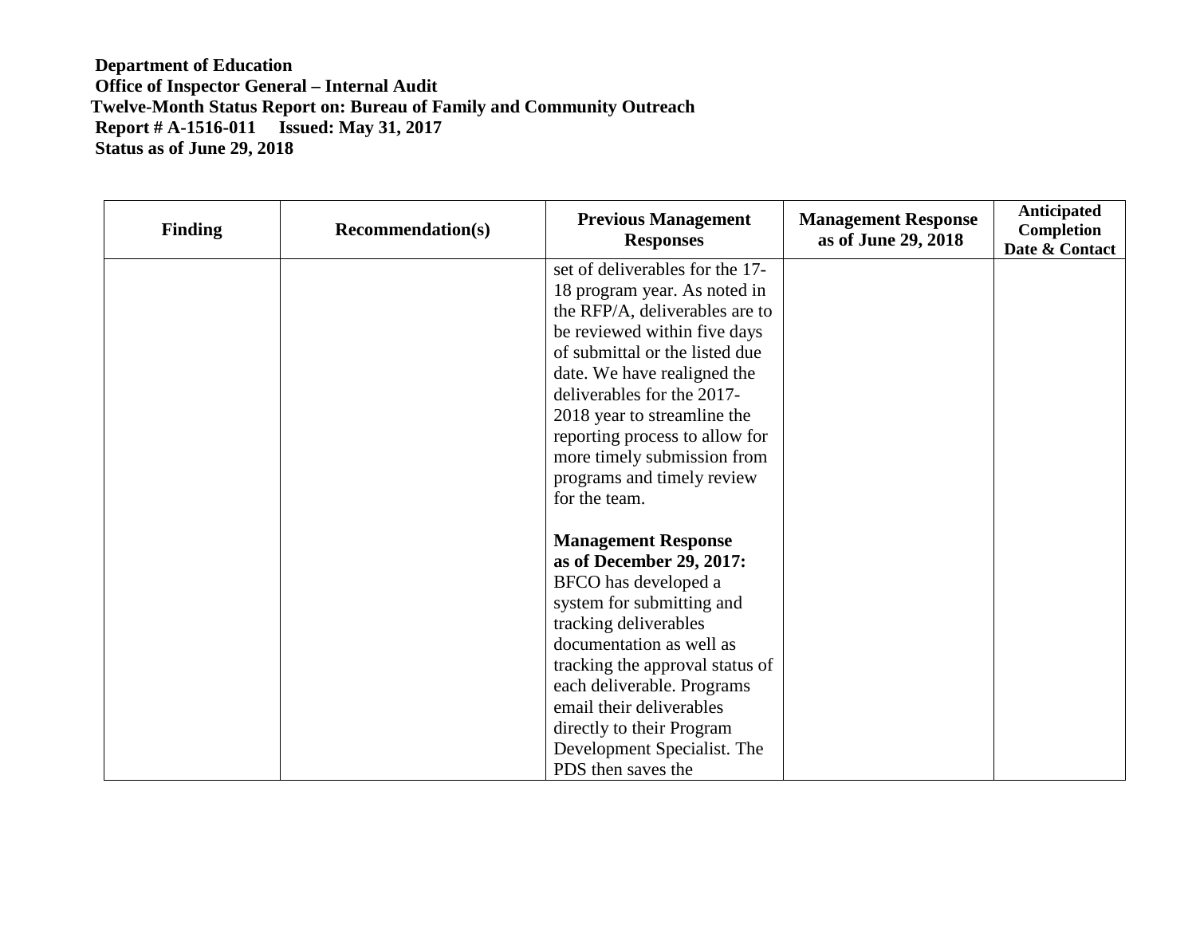**Department of Education**
**Office of Inspector General – Internal Audit**
**Twelve-Month Status Report on: Bureau of Family and Community Outreach**
**Report # A-1516-011 Issued: May 31, 2017**
**Status as of June 29, 2018**

| Finding | Recommendation(s) | Previous Management Responses | Management Response as of June 29, 2018 | Anticipated Completion Date & Contact |
|---|---|---|---|---|
| | | set of deliverables for the 17-18 program year. As noted in the RFP/A, deliverables are to be reviewed within five days of submittal or the listed due date. We have realigned the deliverables for the 2017-2018 year to streamline the reporting process to allow for more timely submission from programs and timely review for the team.<br><br>**Management Response as of December 29, 2017:** BFCO has developed a system for submitting and tracking deliverables documentation as well as tracking the approval status of each deliverable. Programs email their deliverables directly to their Program Development Specialist. The PDS then saves the | | |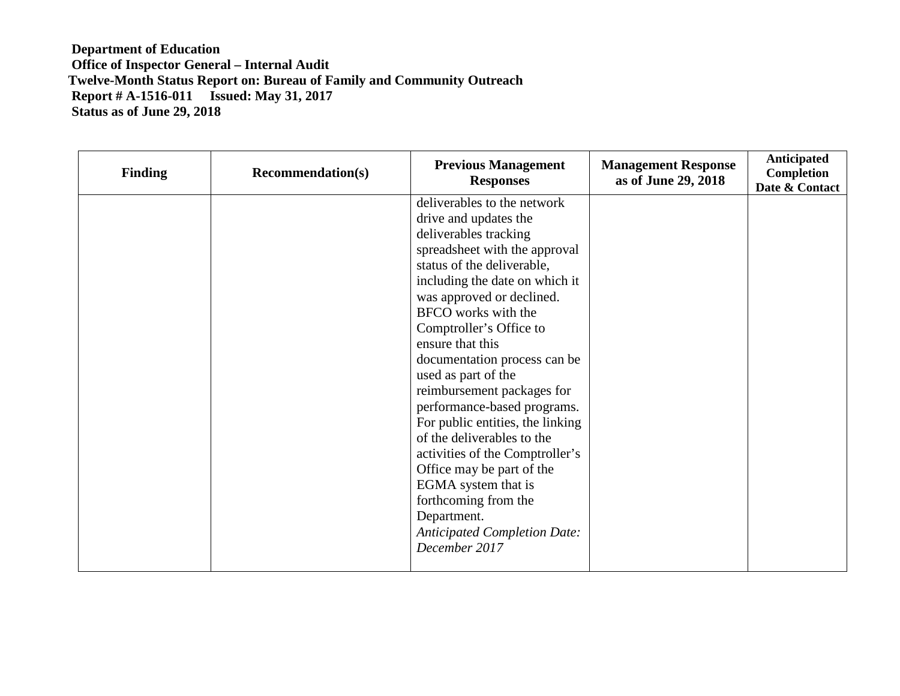**Department of Education**
**Office of Inspector General – Internal Audit**
**Twelve-Month Status Report on: Bureau of Family and Community Outreach**
**Report # A-1516-011 Issued: May 31, 2017**
**Status as of June 29, 2018**

| Finding | Recommendation(s) | Previous Management Responses | Management Response as of June 29, 2018 | Anticipated Completion Date & Contact |
|---|---|---|---|---|
| | | deliverables to the network drive and updates the deliverables tracking spreadsheet with the approval status of the deliverable, including the date on which it was approved or declined. BFCO works with the Comptroller's Office to ensure that this documentation process can be used as part of the reimbursement packages for performance-based programs. For public entities, the linking of the deliverables to the activities of the Comptroller's Office may be part of the EGMA system that is forthcoming from the Department. *Anticipated Completion Date: December 2017* | | |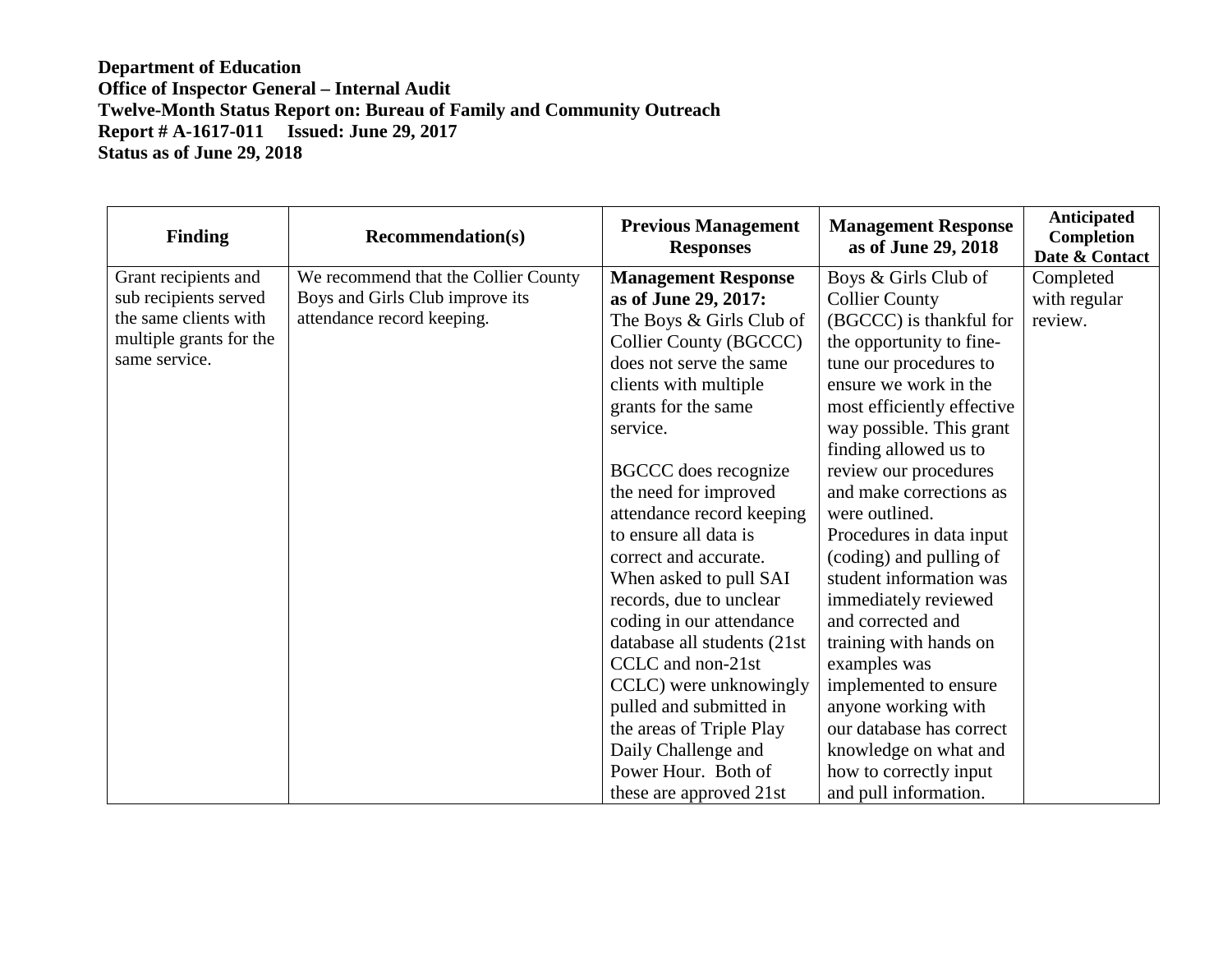**Department of Education**
**Office of Inspector General – Internal Audit**
**Twelve-Month Status Report on: Bureau of Family and Community Outreach**
**Report # A-1617-011 Issued: June 29, 2017**
**Status as of June 29, 2018**

| Finding | Recommendation(s) | Previous Management Responses | Management Response as of June 29, 2018 | Anticipated Completion Date & Contact |
|---|---|---|---|---|
| Grant recipients and sub recipients served the same clients with multiple grants for the same service. | We recommend that the Collier County Boys and Girls Club improve its attendance record keeping. | **Management Response as of June 29, 2017:** The Boys & Girls Club of Collier County (BGCCC) does not serve the same clients with multiple grants for the same service.<br><br>BGCCC does recognize the need for improved attendance record keeping to ensure all data is correct and accurate. When asked to pull SAI records, due to unclear coding in our attendance database all students (21st CCLC and non-21st CCLC) were unknowingly pulled and submitted in the areas of Triple Play Daily Challenge and Power Hour. Both of these are approved 21st | Boys & Girls Club of Collier County (BGCCC) is thankful for the opportunity to fine-tune our procedures to ensure we work in the most efficiently effective way possible. This grant finding allowed us to review our procedures and make corrections as were outlined. Procedures in data input (coding) and pulling of student information was immediately reviewed and corrected and training with hands on examples was implemented to ensure anyone working with our database has correct knowledge on what and how to correctly input and pull information. | Completed with regular review. |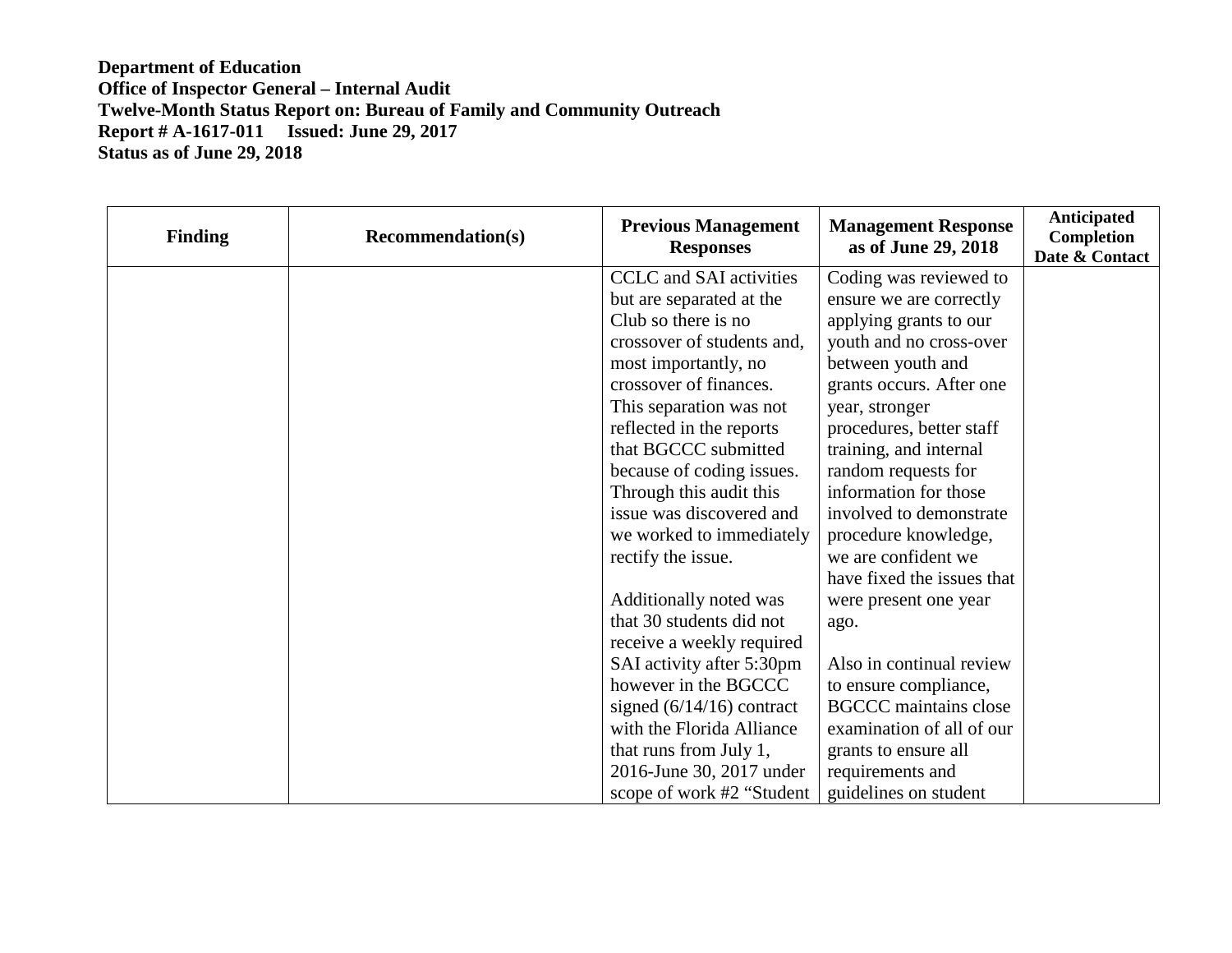**Department of Education**
**Office of Inspector General – Internal Audit**
**Twelve-Month Status Report on: Bureau of Family and Community Outreach**
**Report # A-1617-011 Issued: June 29, 2017**
**Status as of June 29, 2018**

| Finding | Recommendation(s) | Previous Management Responses | Management Response as of June 29, 2018 | Anticipated Completion Date & Contact |
|---|---|---|---|---|
| | | CCLC and SAI activities but are separated at the Club so there is no crossover of students and, most importantly, no crossover of finances. This separation was not reflected in the reports that BGCCC submitted because of coding issues. Through this audit this issue was discovered and we worked to immediately rectify the issue.<br><br>Additionally noted was that 30 students did not receive a weekly required SAI activity after 5:30pm however in the BGCCC signed (6/14/16) contract with the Florida Alliance that runs from July 1, 2016-June 30, 2017 under scope of work #2 "Student | Coding was reviewed to ensure we are correctly applying grants to our youth and no cross-over between youth and grants occurs. After one year, stronger procedures, better staff training, and internal random requests for information for those involved to demonstrate procedure knowledge, we are confident we have fixed the issues that were present one year ago.<br><br>Also in continual review to ensure compliance, BGCCC maintains close examination of all of our grants to ensure all requirements and guidelines on student | |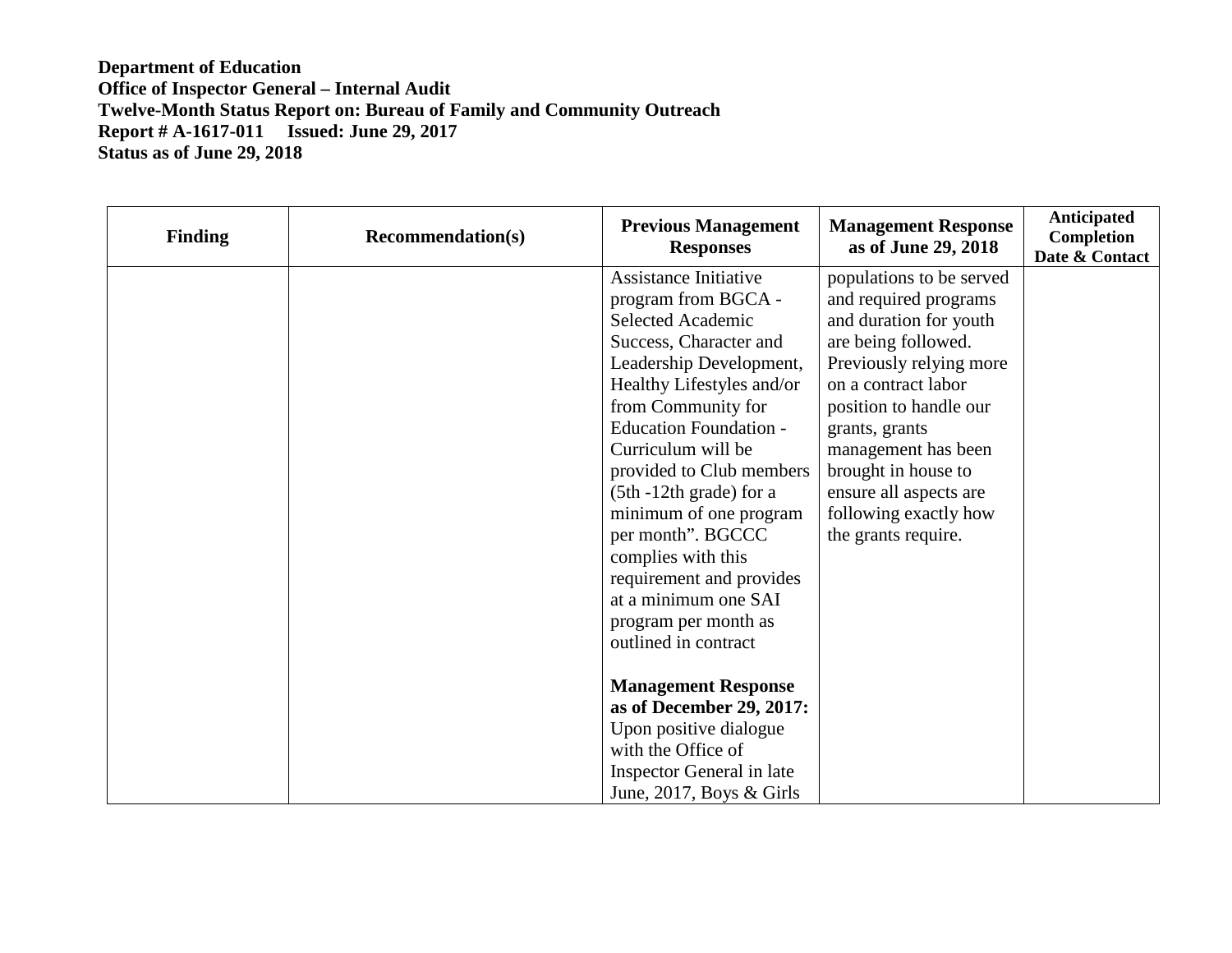**Department of Education**
**Office of Inspector General – Internal Audit**
**Twelve-Month Status Report on: Bureau of Family and Community Outreach**
**Report # A-1617-011 Issued: June 29, 2017**
**Status as of June 29, 2018**

| Finding | Recommendation(s) | Previous Management Responses | Management Response as of June 29, 2018 | Anticipated Completion Date & Contact |
|---|---|---|---|---|
| | | Assistance Initiative program from BGCA - Selected Academic Success, Character and Leadership Development, Healthy Lifestyles and/or from Community for Education Foundation - Curriculum will be provided to Club members (5th -12th grade) for a minimum of one program per month". BGCCC complies with this requirement and provides at a minimum one SAI program per month as outlined in contract<br><br>**Management Response as of December 29, 2017:** Upon positive dialogue with the Office of Inspector General in late June, 2017, Boys & Girls | populations to be served and required programs and duration for youth are being followed. Previously relying more on a contract labor position to handle our grants, grants management has been brought in house to ensure all aspects are following exactly how the grants require. | |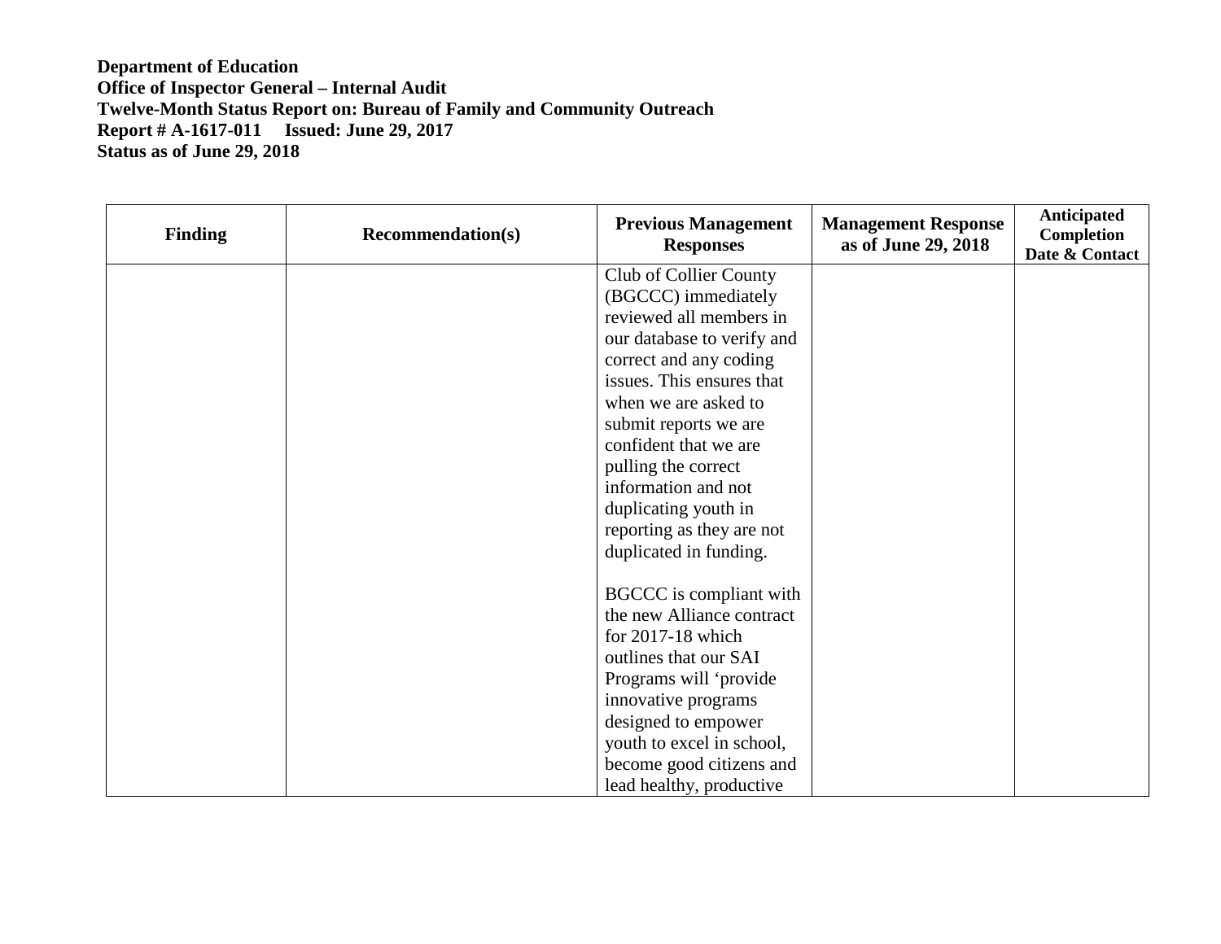**Department of Education**
**Office of Inspector General – Internal Audit**
**Twelve-Month Status Report on: Bureau of Family and Community Outreach**
**Report # A-1617-011 Issued: June 29, 2017**
**Status as of June 29, 2018**

| Finding | Recommendation(s) | Previous Management Responses | Management Response as of June 29, 2018 | Anticipated Completion Date & Contact |
|---|---|---|---|---|
| | | Club of Collier County (BGCCC) immediately reviewed all members in our database to verify and correct and any coding issues. This ensures that when we are asked to submit reports we are confident that we are pulling the correct information and not duplicating youth in reporting as they are not duplicated in funding.<br><br>BGCCC is compliant with the new Alliance contract for 2017-18 which outlines that our SAI Programs will 'provide innovative programs designed to empower youth to excel in school, become good citizens and lead healthy, productive | | |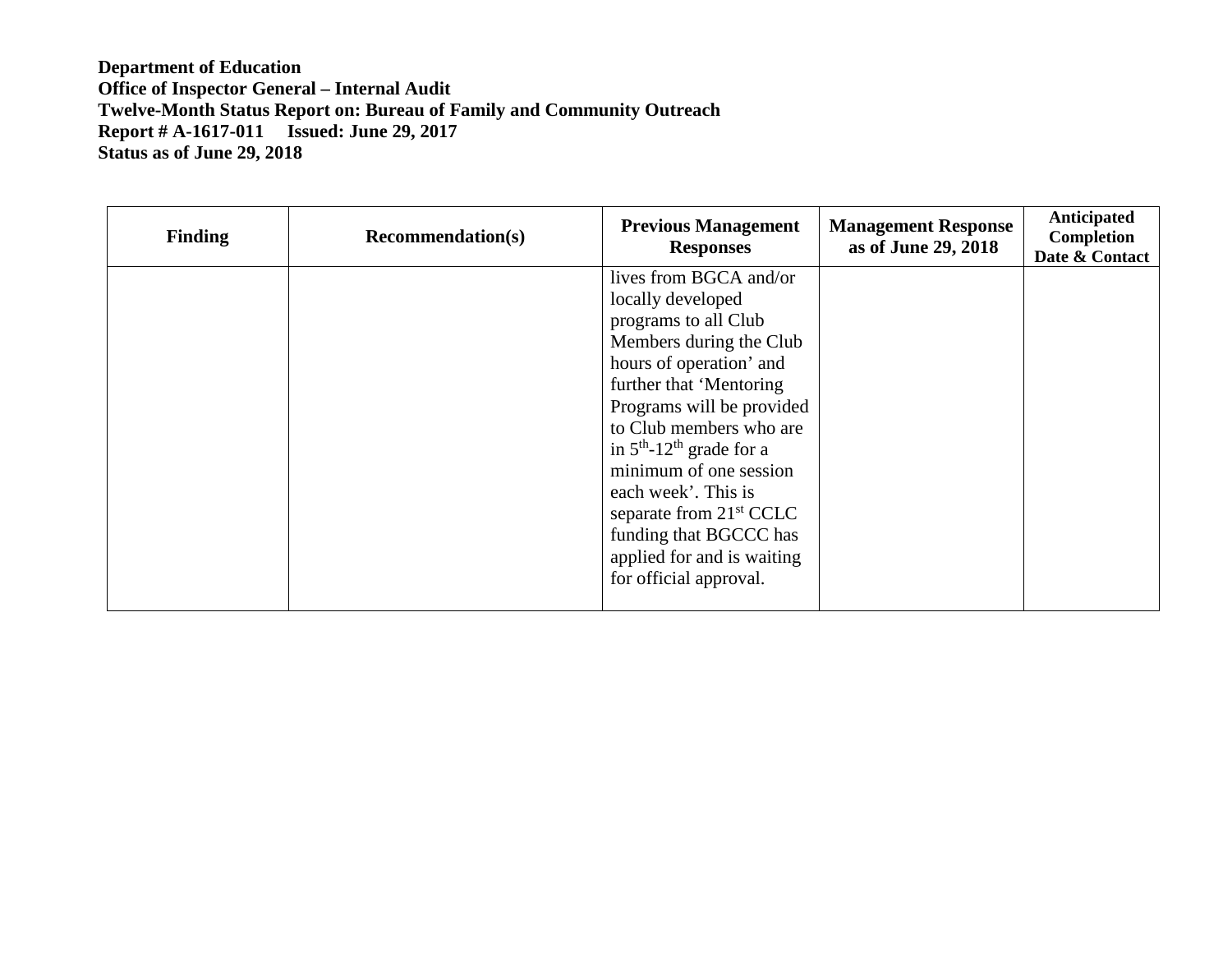**Department of Education**
**Office of Inspector General – Internal Audit**
**Twelve-Month Status Report on: Bureau of Family and Community Outreach**
**Report # A-1617-011 Issued: June 29, 2017**
**Status as of June 29, 2018**

| Finding | Recommendation(s) | Previous Management Responses | Management Response as of June 29, 2018 | Anticipated Completion Date & Contact |
|---|---|---|---|---|
| | | lives from BGCA and/or locally developed programs to all Club Members during the Club hours of operation' and further that 'Mentoring Programs will be provided to Club members who are in 5th-12th grade for a minimum of one session each week'. This is separate from 21st CCLC funding that BGCCC has applied for and is waiting for official approval. | | |